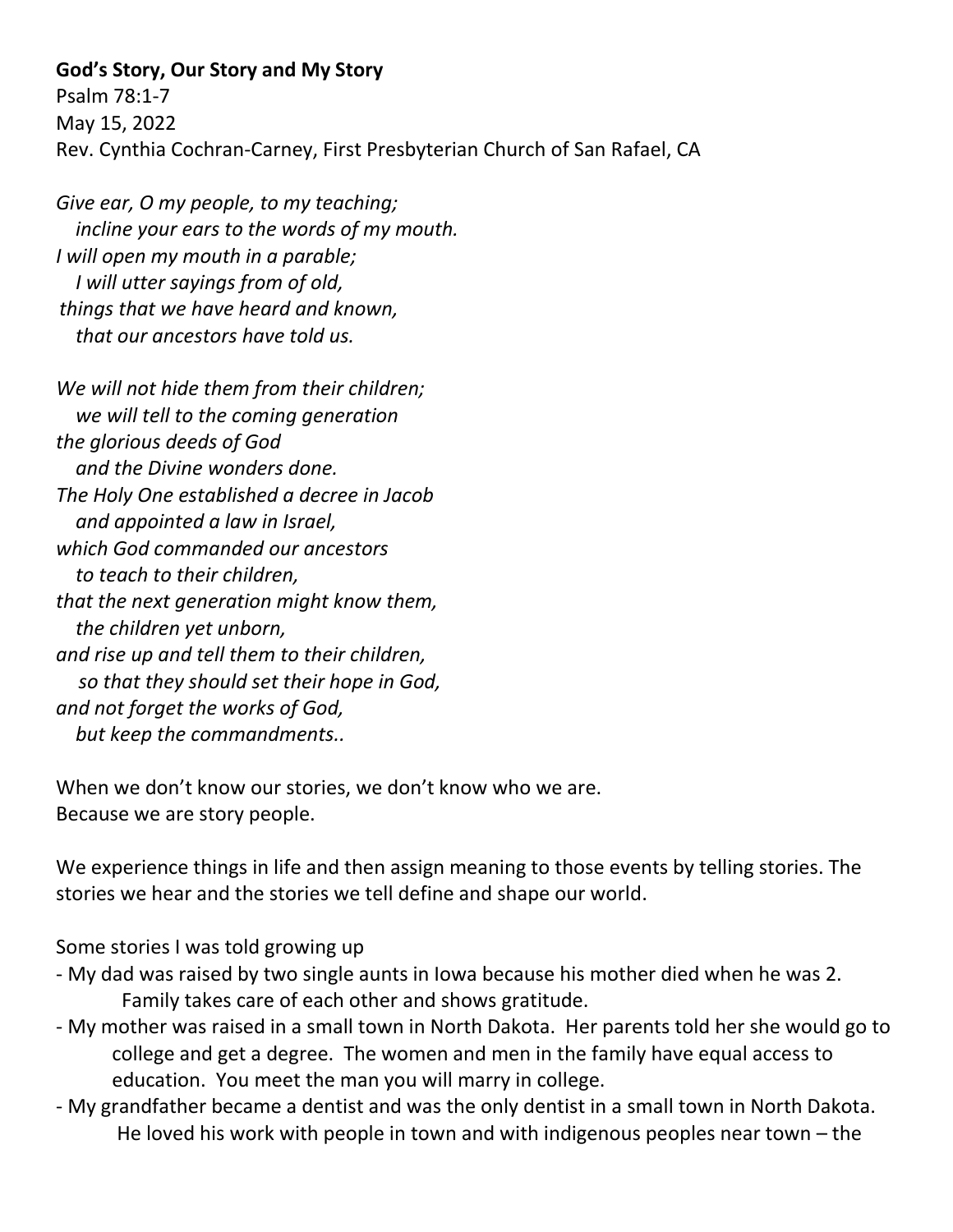**God's Story, Our Story and My Story**

Psalm 78:1-7
May 15, 2022
Rev. Cynthia Cochran-Carney, First Presbyterian Church of San Rafael, CA

*Give ear, O my people, to my teaching;*
*incline your ears to the words of my mouth.*
*I will open my mouth in a parable;*
*I will utter sayings from of old,*
*things that we have heard and known,*
*that our ancestors have told us.*

*We will not hide them from their children;*
*we will tell to the coming generation*
*the glorious deeds of God*
*and the Divine wonders done.*
*The Holy One established a decree in Jacob*
*and appointed a law in Israel,*
*which God commanded our ancestors*
*to teach to their children,*
*that the next generation might know them,*
*the children yet unborn,*
*and rise up and tell them to their children,*
*so that they should set their hope in God,*
*and not forget the works of God,*
*but keep the commandments..*

When we don't know our stories, we don't know who we are.
Because we are story people.

We experience things in life and then assign meaning to those events by telling stories. The stories we hear and the stories we tell define and shape our world.

Some stories I was told growing up

- My dad was raised by two single aunts in Iowa because his mother died when he was 2. Family takes care of each other and shows gratitude.
- My mother was raised in a small town in North Dakota. Her parents told her she would go to college and get a degree. The women and men in the family have equal access to education. You meet the man you will marry in college.
- My grandfather became a dentist and was the only dentist in a small town in North Dakota. He loved his work with people in town and with indigenous peoples near town – the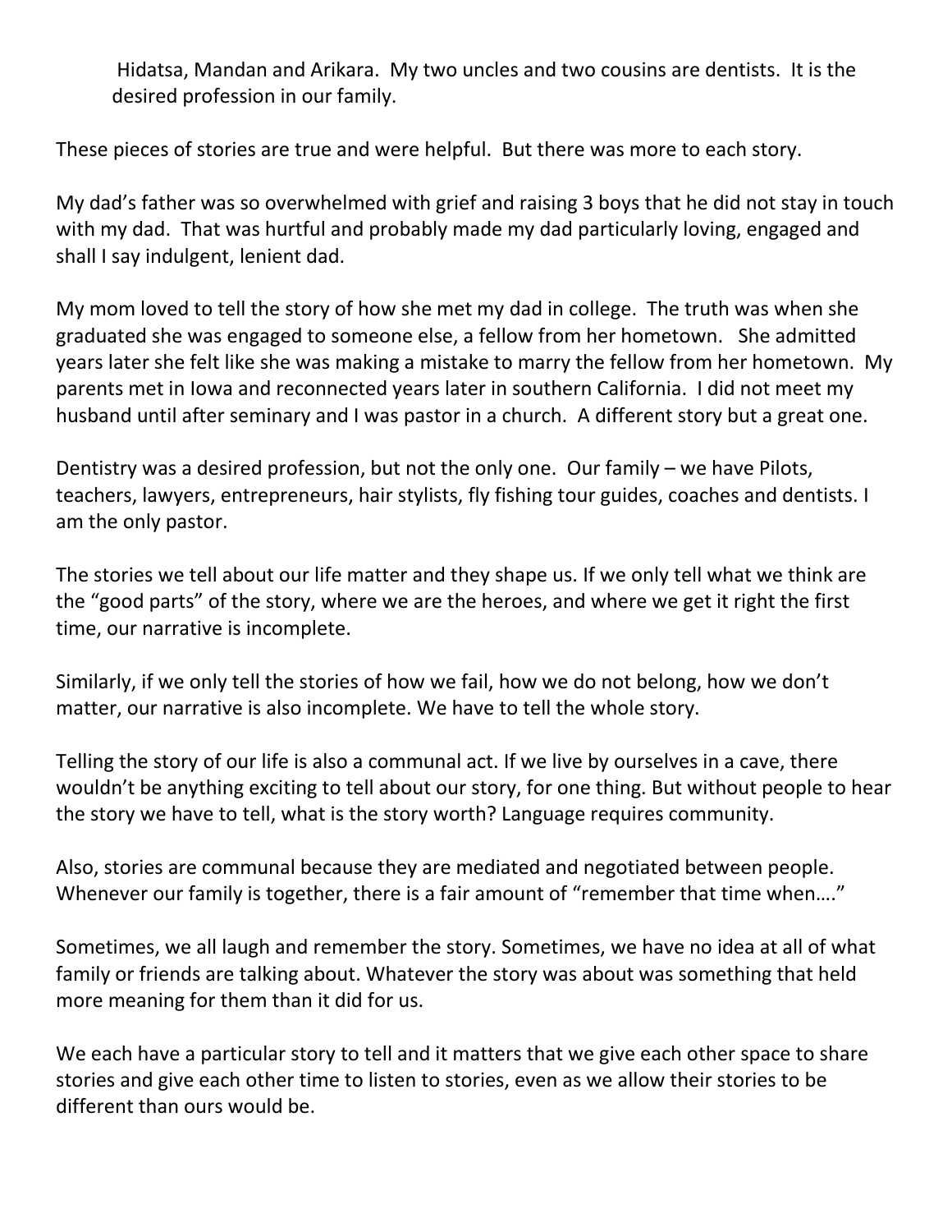Hidatsa, Mandan and Arikara. My two uncles and two cousins are dentists. It is the desired profession in our family.

These pieces of stories are true and were helpful. But there was more to each story.

My dad's father was so overwhelmed with grief and raising 3 boys that he did not stay in touch with my dad. That was hurtful and probably made my dad particularly loving, engaged and shall I say indulgent, lenient dad.

My mom loved to tell the story of how she met my dad in college. The truth was when she graduated she was engaged to someone else, a fellow from her hometown. She admitted years later she felt like she was making a mistake to marry the fellow from her hometown. My parents met in Iowa and reconnected years later in southern California. I did not meet my husband until after seminary and I was pastor in a church. A different story but a great one.

Dentistry was a desired profession, but not the only one. Our family – we have Pilots, teachers, lawyers, entrepreneurs, hair stylists, fly fishing tour guides, coaches and dentists. I am the only pastor.

The stories we tell about our life matter and they shape us. If we only tell what we think are the "good parts" of the story, where we are the heroes, and where we get it right the first time, our narrative is incomplete.

Similarly, if we only tell the stories of how we fail, how we do not belong, how we don't matter, our narrative is also incomplete. We have to tell the whole story.

Telling the story of our life is also a communal act. If we live by ourselves in a cave, there wouldn't be anything exciting to tell about our story, for one thing. But without people to hear the story we have to tell, what is the story worth? Language requires community.

Also, stories are communal because they are mediated and negotiated between people. Whenever our family is together, there is a fair amount of "remember that time when…."

Sometimes, we all laugh and remember the story. Sometimes, we have no idea at all of what family or friends are talking about. Whatever the story was about was something that held more meaning for them than it did for us.

We each have a particular story to tell and it matters that we give each other space to share stories and give each other time to listen to stories, even as we allow their stories to be different than ours would be.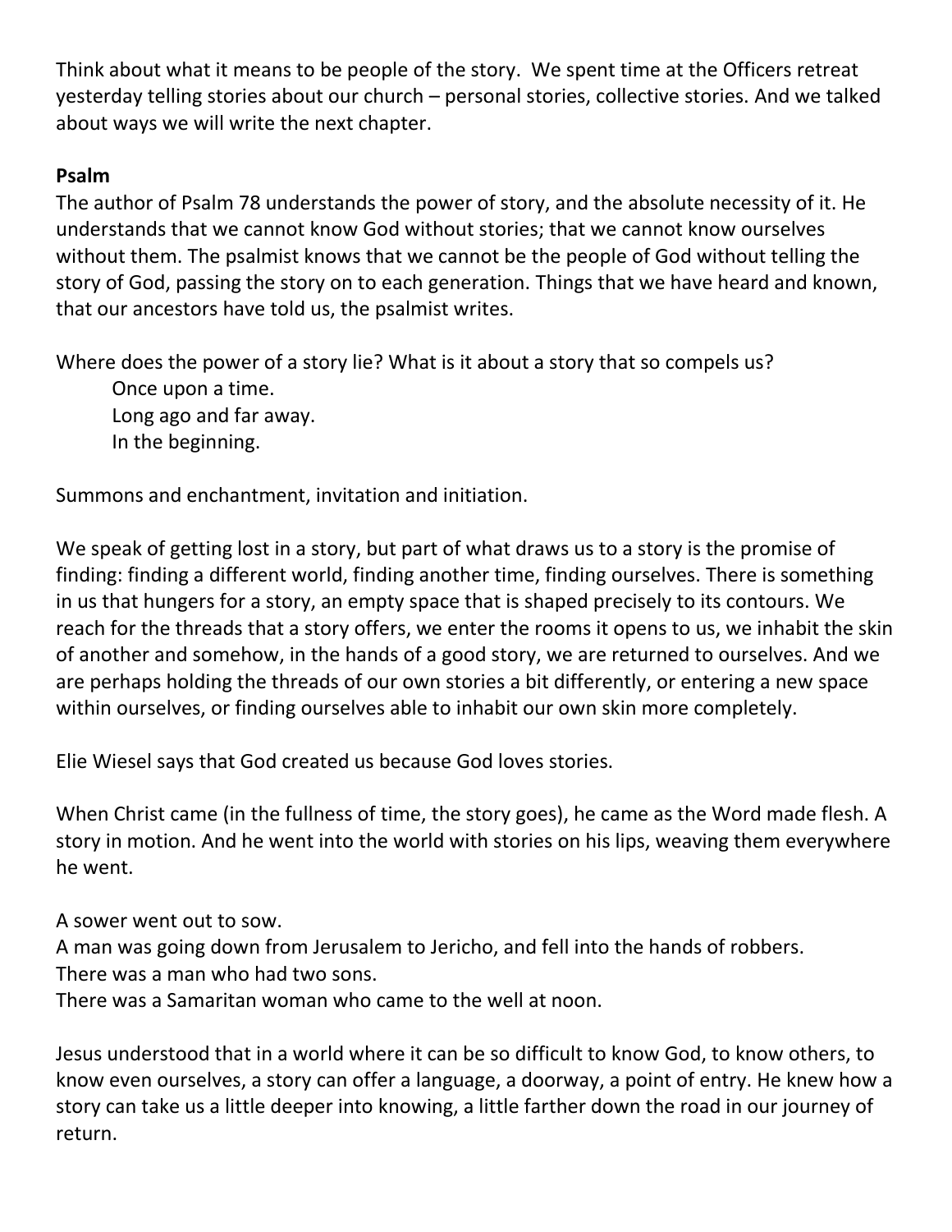Think about what it means to be people of the story. We spent time at the Officers retreat yesterday telling stories about our church – personal stories, collective stories. And we talked about ways we will write the next chapter.

**Psalm**

The author of Psalm 78 understands the power of story, and the absolute necessity of it. He understands that we cannot know God without stories; that we cannot know ourselves without them. The psalmist knows that we cannot be the people of God without telling the story of God, passing the story on to each generation. Things that we have heard and known, that our ancestors have told us, the psalmist writes.

Where does the power of a story lie? What is it about a story that so compels us?

> Once upon a time.
> Long ago and far away.
> In the beginning.

Summons and enchantment, invitation and initiation.

We speak of getting lost in a story, but part of what draws us to a story is the promise of finding: finding a different world, finding another time, finding ourselves. There is something in us that hungers for a story, an empty space that is shaped precisely to its contours. We reach for the threads that a story offers, we enter the rooms it opens to us, we inhabit the skin of another and somehow, in the hands of a good story, we are returned to ourselves. And we are perhaps holding the threads of our own stories a bit differently, or entering a new space within ourselves, or finding ourselves able to inhabit our own skin more completely.

Elie Wiesel says that God created us because God loves stories.

When Christ came (in the fullness of time, the story goes), he came as the Word made flesh. A story in motion. And he went into the world with stories on his lips, weaving them everywhere he went.

A sower went out to sow.
A man was going down from Jerusalem to Jericho, and fell into the hands of robbers.
There was a man who had two sons.
There was a Samaritan woman who came to the well at noon.

Jesus understood that in a world where it can be so difficult to know God, to know others, to know even ourselves, a story can offer a language, a doorway, a point of entry. He knew how a story can take us a little deeper into knowing, a little farther down the road in our journey of return.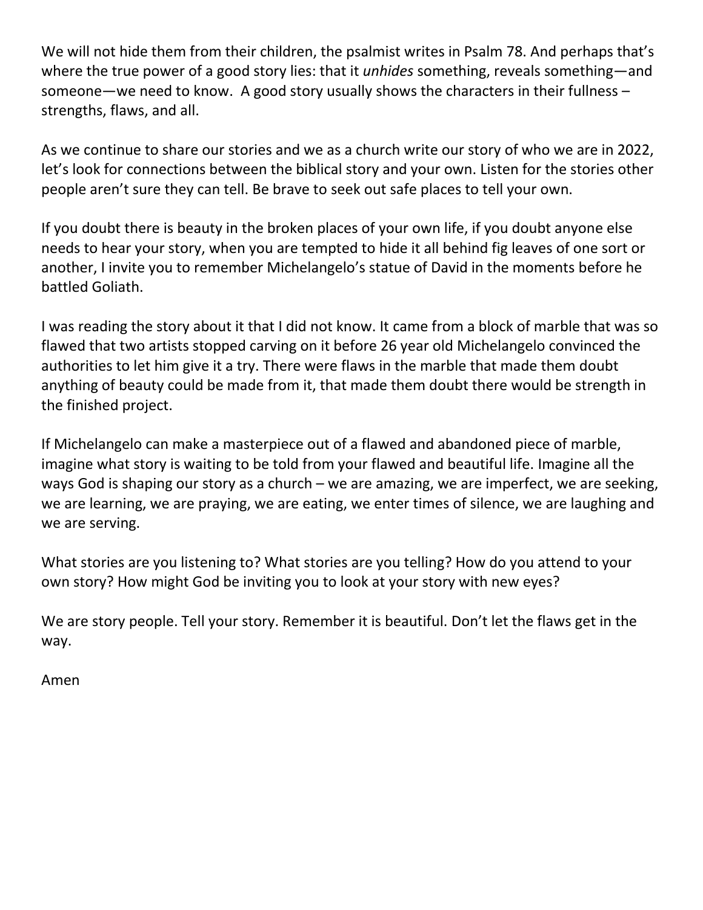We will not hide them from their children, the psalmist writes in Psalm 78. And perhaps that's where the true power of a good story lies: that it *unhides* something, reveals something—and someone—we need to know.  A good story usually shows the characters in their fullness – strengths, flaws, and all.

As we continue to share our stories and we as a church write our story of who we are in 2022, let's look for connections between the biblical story and your own. Listen for the stories other people aren't sure they can tell. Be brave to seek out safe places to tell your own.

If you doubt there is beauty in the broken places of your own life, if you doubt anyone else needs to hear your story, when you are tempted to hide it all behind fig leaves of one sort or another, I invite you to remember Michelangelo's statue of David in the moments before he battled Goliath.

I was reading the story about it that I did not know. It came from a block of marble that was so flawed that two artists stopped carving on it before 26 year old Michelangelo convinced the authorities to let him give it a try. There were flaws in the marble that made them doubt anything of beauty could be made from it, that made them doubt there would be strength in the finished project.

If Michelangelo can make a masterpiece out of a flawed and abandoned piece of marble, imagine what story is waiting to be told from your flawed and beautiful life. Imagine all the ways God is shaping our story as a church – we are amazing, we are imperfect, we are seeking, we are learning, we are praying, we are eating, we enter times of silence, we are laughing and we are serving.

What stories are you listening to? What stories are you telling? How do you attend to your own story? How might God be inviting you to look at your story with new eyes?

We are story people. Tell your story. Remember it is beautiful. Don't let the flaws get in the way.

Amen